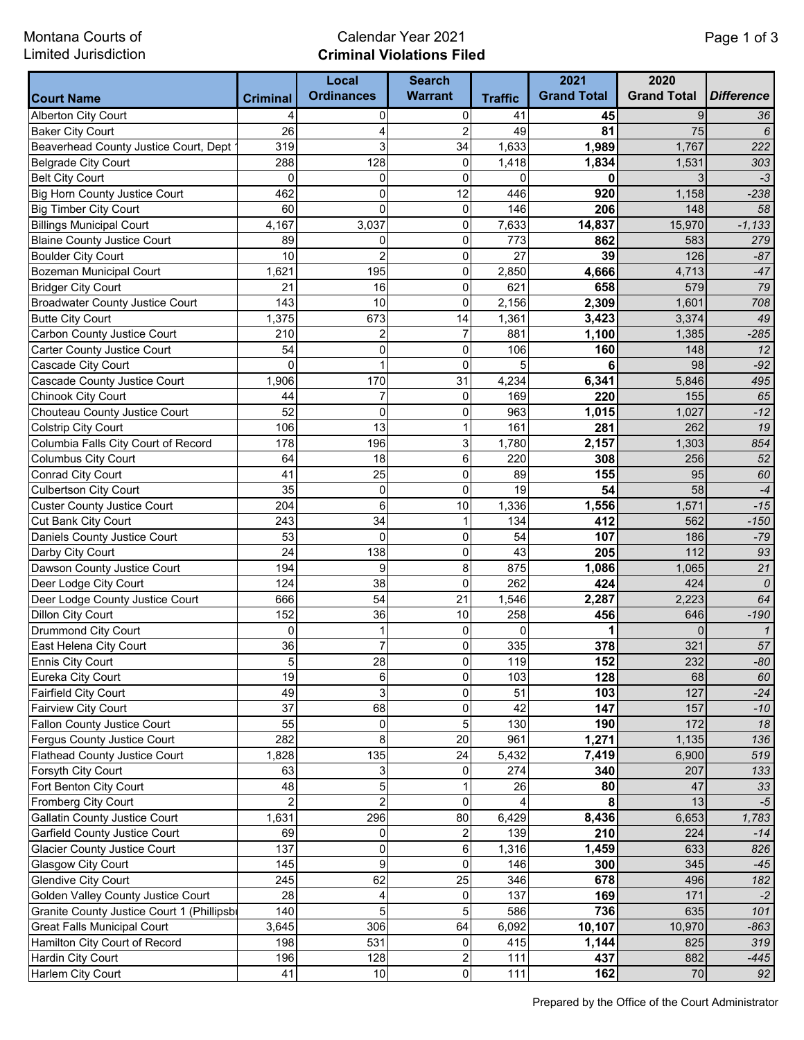Montana Courts of Limited Jurisdiction

# Calendar Year 2021
## Criminal Violations Filed

| Court Name | Criminal | Local Ordinances | Search Warrant | Traffic | 2021 Grand Total | 2020 Grand Total | *Difference* |
|---|---|---|---|---|---|---|---|
| Alberton City Court | 4 | 0 | 0 | 41 | **45** | 9 | *36* |
| Baker City Court | 26 | 4 | 2 | 49 | **81** | 75 | *6* |
| Beaverhead County Justice Court, Dept 1 | 319 | 3 | 34 | 1,633 | **1,989** | 1,767 | *222* |
| Belgrade City Court | 288 | 128 | 0 | 1,418 | **1,834** | 1,531 | *303* |
| Belt City Court | 0 | 0 | 0 | 0 | **0** | 3 | *-3* |
| Big Horn County Justice Court | 462 | 0 | 12 | 446 | **920** | 1,158 | *-238* |
| Big Timber City Court | 60 | 0 | 0 | 146 | **206** | 148 | *58* |
| Billings Municipal Court | 4,167 | 3,037 | 0 | 7,633 | **14,837** | 15,970 | *-1,133* |
| Blaine County Justice Court | 89 | 0 | 0 | 773 | **862** | 583 | *279* |
| Boulder City Court | 10 | 2 | 0 | 27 | **39** | 126 | *-87* |
| Bozeman Municipal Court | 1,621 | 195 | 0 | 2,850 | **4,666** | 4,713 | *-47* |
| Bridger City Court | 21 | 16 | 0 | 621 | **658** | 579 | *79* |
| Broadwater County Justice Court | 143 | 10 | 0 | 2,156 | **2,309** | 1,601 | *708* |
| Butte City Court | 1,375 | 673 | 14 | 1,361 | **3,423** | 3,374 | *49* |
| Carbon County Justice Court | 210 | 2 | 7 | 881 | **1,100** | 1,385 | *-285* |
| Carter County Justice Court | 54 | 0 | 0 | 106 | **160** | 148 | *12* |
| Cascade City Court | 0 | 1 | 0 | 5 | **6** | 98 | *-92* |
| Cascade County Justice Court | 1,906 | 170 | 31 | 4,234 | **6,341** | 5,846 | *495* |
| Chinook City Court | 44 | 7 | 0 | 169 | **220** | 155 | *65* |
| Chouteau County Justice Court | 52 | 0 | 0 | 963 | **1,015** | 1,027 | *-12* |
| Colstrip City Court | 106 | 13 | 1 | 161 | **281** | 262 | *19* |
| Columbia Falls City Court of Record | 178 | 196 | 3 | 1,780 | **2,157** | 1,303 | *854* |
| Columbus City Court | 64 | 18 | 6 | 220 | **308** | 256 | *52* |
| Conrad City Court | 41 | 25 | 0 | 89 | **155** | 95 | *60* |
| Culbertson City Court | 35 | 0 | 0 | 19 | **54** | 58 | *-4* |
| Custer County Justice Court | 204 | 6 | 10 | 1,336 | **1,556** | 1,571 | *-15* |
| Cut Bank City Court | 243 | 34 | 1 | 134 | **412** | 562 | *-150* |
| Daniels County Justice Court | 53 | 0 | 0 | 54 | **107** | 186 | *-79* |
| Darby City Court | 24 | 138 | 0 | 43 | **205** | 112 | *93* |
| Dawson County Justice Court | 194 | 9 | 8 | 875 | **1,086** | 1,065 | *21* |
| Deer Lodge City Court | 124 | 38 | 0 | 262 | **424** | 424 | *0* |
| Deer Lodge County Justice Court | 666 | 54 | 21 | 1,546 | **2,287** | 2,223 | *64* |
| Dillon City Court | 152 | 36 | 10 | 258 | **456** | 646 | *-190* |
| Drummond City Court | 0 | 1 | 0 | 0 | **1** | 0 | *1* |
| East Helena City Court | 36 | 7 | 0 | 335 | **378** | 321 | *57* |
| Ennis City Court | 5 | 28 | 0 | 119 | **152** | 232 | *-80* |
| Eureka City Court | 19 | 6 | 0 | 103 | **128** | 68 | *60* |
| Fairfield City Court | 49 | 3 | 0 | 51 | **103** | 127 | *-24* |
| Fairview City Court | 37 | 68 | 0 | 42 | **147** | 157 | *-10* |
| Fallon County Justice Court | 55 | 0 | 5 | 130 | **190** | 172 | *18* |
| Fergus County Justice Court | 282 | 8 | 20 | 961 | **1,271** | 1,135 | *136* |
| Flathead County Justice Court | 1,828 | 135 | 24 | 5,432 | **7,419** | 6,900 | *519* |
| Forsyth City Court | 63 | 3 | 0 | 274 | **340** | 207 | *133* |
| Fort Benton City Court | 48 | 5 | 1 | 26 | **80** | 47 | *33* |
| Fromberg City Court | 2 | 2 | 0 | 4 | **8** | 13 | *-5* |
| Gallatin County Justice Court | 1,631 | 296 | 80 | 6,429 | **8,436** | 6,653 | *1,783* |
| Garfield County Justice Court | 69 | 0 | 2 | 139 | **210** | 224 | *-14* |
| Glacier County Justice Court | 137 | 0 | 6 | 1,316 | **1,459** | 633 | *826* |
| Glasgow City Court | 145 | 9 | 0 | 146 | **300** | 345 | *-45* |
| Glendive City Court | 245 | 62 | 25 | 346 | **678** | 496 | *182* |
| Golden Valley County Justice Court | 28 | 4 | 0 | 137 | **169** | 171 | *-2* |
| Granite County Justice Court 1 (Phillipsbu | 140 | 5 | 5 | 586 | **736** | 635 | *101* |
| Great Falls Municipal Court | 3,645 | 306 | 64 | 6,092 | **10,107** | 10,970 | *-863* |
| Hamilton City Court of Record | 198 | 531 | 0 | 415 | **1,144** | 825 | *319* |
| Hardin City Court | 196 | 128 | 2 | 111 | **437** | 882 | *-445* |
| Harlem City Court | 41 | 10 | 0 | 111 | **162** | 70 | *92* |

Prepared by the Office of the Court Administrator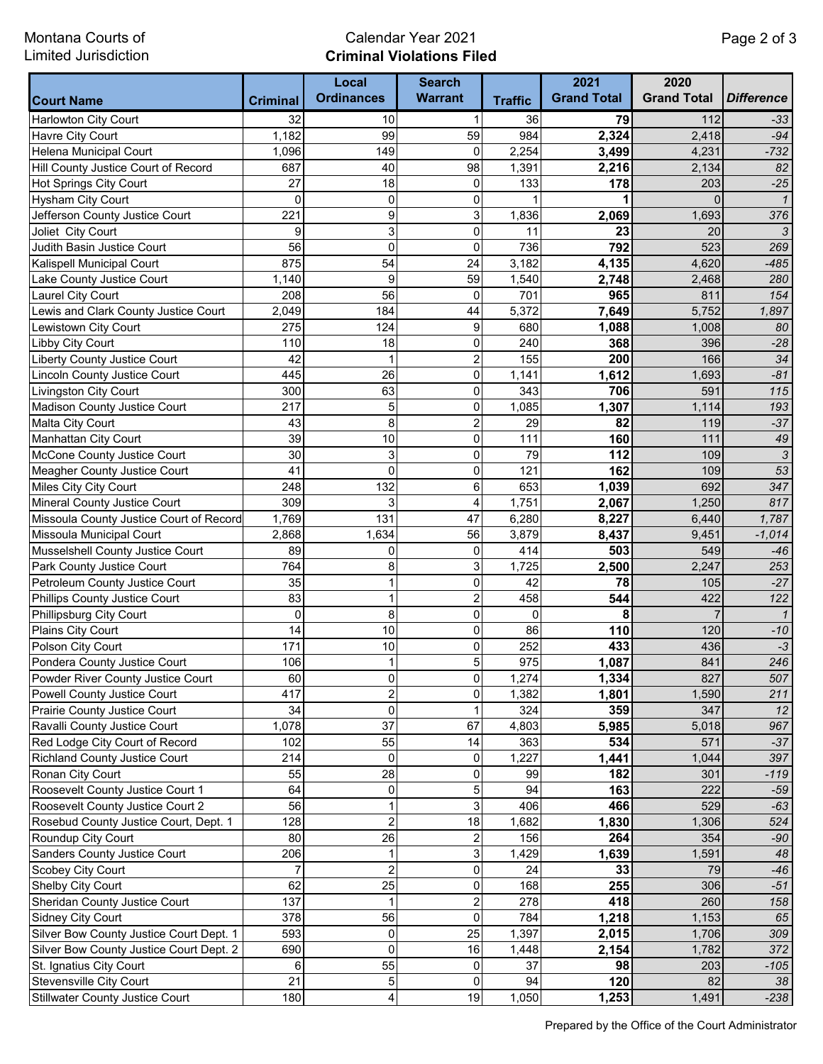Montana Courts of Limited Jurisdiction

Calendar Year 2021
**Criminal Violations Filed**

| Court Name | Criminal | Local Ordinances | Search Warrant | Traffic | 2021 Grand Total | 2020 Grand Total | *Difference* |
|---|---|---|---|---|---|---|---|
| Harlowton City Court | 32 | 10 | 1 | 36 | **79** | 112 | *-33* |
| Havre City Court | 1,182 | 99 | 59 | 984 | **2,324** | 2,418 | *-94* |
| Helena Municipal Court | 1,096 | 149 | 0 | 2,254 | **3,499** | 4,231 | *-732* |
| Hill County Justice Court of Record | 687 | 40 | 98 | 1,391 | **2,216** | 2,134 | *82* |
| Hot Springs City Court | 27 | 18 | 0 | 133 | **178** | 203 | *-25* |
| Hysham City Court | 0 | 0 | 0 | 1 | **1** | 0 | *1* |
| Jefferson County Justice Court | 221 | 9 | 3 | 1,836 | **2,069** | 1,693 | *376* |
| Joliet City Court | 9 | 3 | 0 | 11 | **23** | 20 | *3* |
| Judith Basin Justice Court | 56 | 0 | 0 | 736 | **792** | 523 | *269* |
| Kalispell Municipal Court | 875 | 54 | 24 | 3,182 | **4,135** | 4,620 | *-485* |
| Lake County Justice Court | 1,140 | 9 | 59 | 1,540 | **2,748** | 2,468 | *280* |
| Laurel City Court | 208 | 56 | 0 | 701 | **965** | 811 | *154* |
| Lewis and Clark County Justice Court | 2,049 | 184 | 44 | 5,372 | **7,649** | 5,752 | *1,897* |
| Lewistown City Court | 275 | 124 | 9 | 680 | **1,088** | 1,008 | *80* |
| Libby City Court | 110 | 18 | 0 | 240 | **368** | 396 | *-28* |
| Liberty County Justice Court | 42 | 1 | 2 | 155 | **200** | 166 | *34* |
| Lincoln County Justice Court | 445 | 26 | 0 | 1,141 | **1,612** | 1,693 | *-81* |
| Livingston City Court | 300 | 63 | 0 | 343 | **706** | 591 | *115* |
| Madison County Justice Court | 217 | 5 | 0 | 1,085 | **1,307** | 1,114 | *193* |
| Malta City Court | 43 | 8 | 2 | 29 | **82** | 119 | *-37* |
| Manhattan City Court | 39 | 10 | 0 | 111 | **160** | 111 | *49* |
| McCone County Justice Court | 30 | 3 | 0 | 79 | **112** | 109 | *3* |
| Meagher County Justice Court | 41 | 0 | 0 | 121 | **162** | 109 | *53* |
| Miles City City Court | 248 | 132 | 6 | 653 | **1,039** | 692 | *347* |
| Mineral County Justice Court | 309 | 3 | 4 | 1,751 | **2,067** | 1,250 | *817* |
| Missoula County Justice Court of Record | 1,769 | 131 | 47 | 6,280 | **8,227** | 6,440 | *1,787* |
| Missoula Municipal Court | 2,868 | 1,634 | 56 | 3,879 | **8,437** | 9,451 | *-1,014* |
| Musselshell County Justice Court | 89 | 0 | 0 | 414 | **503** | 549 | *-46* |
| Park County Justice Court | 764 | 8 | 3 | 1,725 | **2,500** | 2,247 | *253* |
| Petroleum County Justice Court | 35 | 1 | 0 | 42 | **78** | 105 | *-27* |
| Phillips County Justice Court | 83 | 1 | 2 | 458 | **544** | 422 | *122* |
| Phillipsburg City Court | 0 | 8 | 0 | 0 | **8** | 7 | *1* |
| Plains City Court | 14 | 10 | 0 | 86 | **110** | 120 | *-10* |
| Polson City Court | 171 | 10 | 0 | 252 | **433** | 436 | *-3* |
| Pondera County Justice Court | 106 | 1 | 5 | 975 | **1,087** | 841 | *246* |
| Powder River County Justice Court | 60 | 0 | 0 | 1,274 | **1,334** | 827 | *507* |
| Powell County Justice Court | 417 | 2 | 0 | 1,382 | **1,801** | 1,590 | *211* |
| Prairie County Justice Court | 34 | 0 | 1 | 324 | **359** | 347 | *12* |
| Ravalli County Justice Court | 1,078 | 37 | 67 | 4,803 | **5,985** | 5,018 | *967* |
| Red Lodge City Court of Record | 102 | 55 | 14 | 363 | **534** | 571 | *-37* |
| Richland County Justice Court | 214 | 0 | 0 | 1,227 | **1,441** | 1,044 | *397* |
| Ronan City Court | 55 | 28 | 0 | 99 | **182** | 301 | *-119* |
| Roosevelt County Justice Court 1 | 64 | 0 | 5 | 94 | **163** | 222 | *-59* |
| Roosevelt County Justice Court 2 | 56 | 1 | 3 | 406 | **466** | 529 | *-63* |
| Rosebud County Justice Court, Dept. 1 | 128 | 2 | 18 | 1,682 | **1,830** | 1,306 | *524* |
| Roundup City Court | 80 | 26 | 2 | 156 | **264** | 354 | *-90* |
| Sanders County Justice Court | 206 | 1 | 3 | 1,429 | **1,639** | 1,591 | *48* |
| Scobey City Court | 7 | 2 | 0 | 24 | **33** | 79 | *-46* |
| Shelby City Court | 62 | 25 | 0 | 168 | **255** | 306 | *-51* |
| Sheridan County Justice Court | 137 | 1 | 2 | 278 | **418** | 260 | *158* |
| Sidney City Court | 378 | 56 | 0 | 784 | **1,218** | 1,153 | *65* |
| Silver Bow County Justice Court Dept. 1 | 593 | 0 | 25 | 1,397 | **2,015** | 1,706 | *309* |
| Silver Bow County Justice Court Dept. 2 | 690 | 0 | 16 | 1,448 | **2,154** | 1,782 | *372* |
| St. Ignatius City Court | 6 | 55 | 0 | 37 | **98** | 203 | *-105* |
| Stevensville City Court | 21 | 5 | 0 | 94 | **120** | 82 | *38* |
| Stillwater County Justice Court | 180 | 4 | 19 | 1,050 | **1,253** | 1,491 | *-238* |

Prepared by the Office of the Court Administrator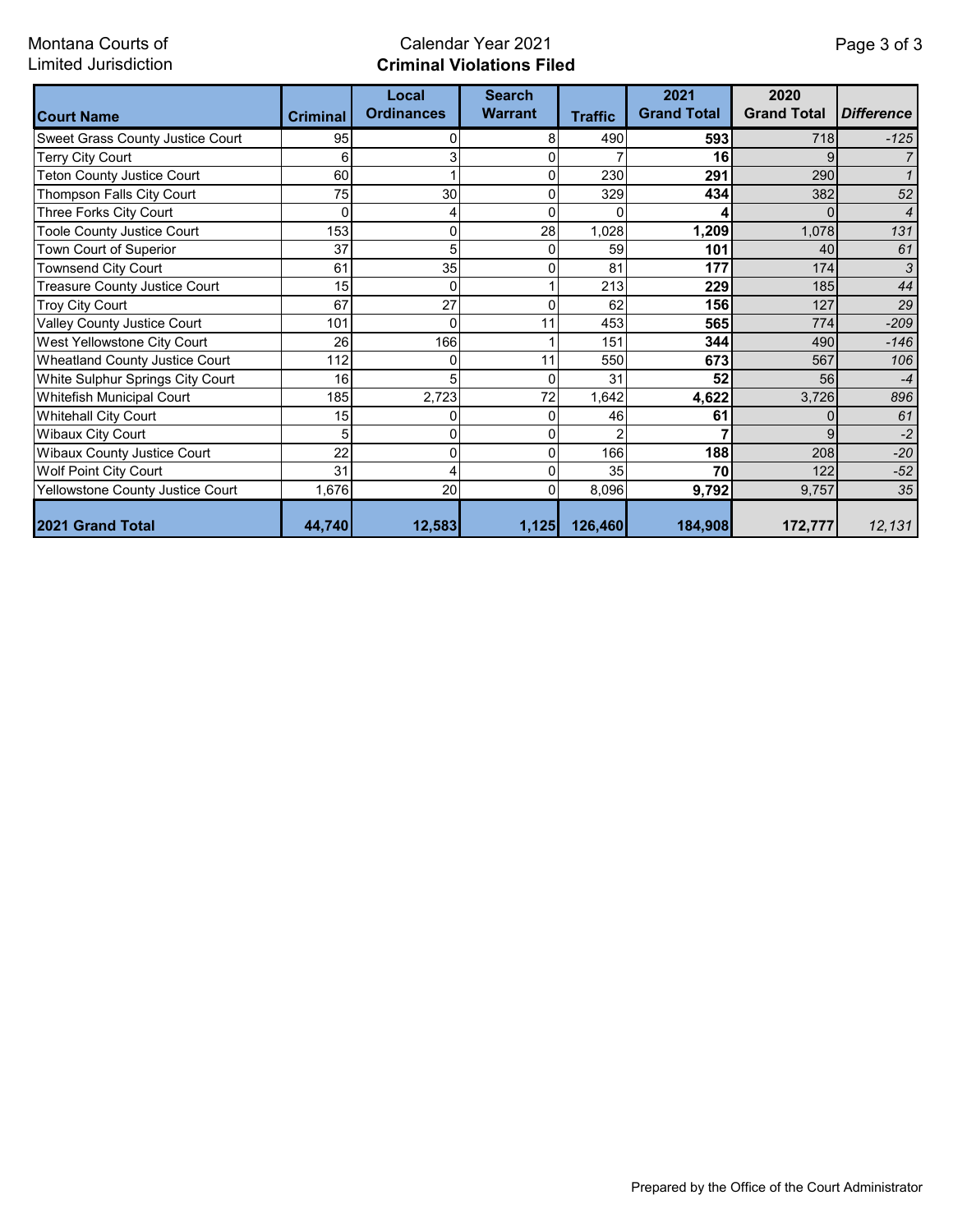Montana Courts of Limited Jurisdiction

# Calendar Year 2021
## Criminal Violations Filed

| Court Name | Criminal | Local Ordinances | Search Warrant | Traffic | 2021 Grand Total | 2020 Grand Total | *Difference* |
|---|---|---|---|---|---|---|---|
| Sweet Grass County Justice Court | 95 | 0 | 8 | 490 | **593** | 718 | *-125* |
| Terry City Court | 6 | 3 | 0 | 7 | **16** | 9 | *7* |
| Teton County Justice Court | 60 | 1 | 0 | 230 | **291** | 290 | *1* |
| Thompson Falls City Court | 75 | 30 | 0 | 329 | **434** | 382 | *52* |
| Three Forks City Court | 0 | 4 | 0 | 0 | **4** | 0 | *4* |
| Toole County Justice Court | 153 | 0 | 28 | 1,028 | **1,209** | 1,078 | *131* |
| Town Court of Superior | 37 | 5 | 0 | 59 | **101** | 40 | *61* |
| Townsend City Court | 61 | 35 | 0 | 81 | **177** | 174 | *3* |
| Treasure County Justice Court | 15 | 0 | 1 | 213 | **229** | 185 | *44* |
| Troy City Court | 67 | 27 | 0 | 62 | **156** | 127 | *29* |
| Valley County Justice Court | 101 | 0 | 11 | 453 | **565** | 774 | *-209* |
| West Yellowstone City Court | 26 | 166 | 1 | 151 | **344** | 490 | *-146* |
| Wheatland County Justice Court | 112 | 0 | 11 | 550 | **673** | 567 | *106* |
| White Sulphur Springs City Court | 16 | 5 | 0 | 31 | **52** | 56 | *-4* |
| Whitefish Municipal Court | 185 | 2,723 | 72 | 1,642 | **4,622** | 3,726 | *896* |
| Whitehall City Court | 15 | 0 | 0 | 46 | **61** | 0 | *61* |
| Wibaux City Court | 5 | 0 | 0 | 2 | **7** | 9 | *-2* |
| Wibaux County Justice Court | 22 | 0 | 0 | 166 | **188** | 208 | *-20* |
| Wolf Point City Court | 31 | 4 | 0 | 35 | **70** | 122 | *-52* |
| Yellowstone County Justice Court | 1,676 | 20 | 0 | 8,096 | **9,792** | 9,757 | *35* |
| **2021 Grand Total** | **44,740** | **12,583** | **1,125** | **126,460** | **184,908** | **172,777** | *12,131* |

Prepared by the Office of the Court Administrator